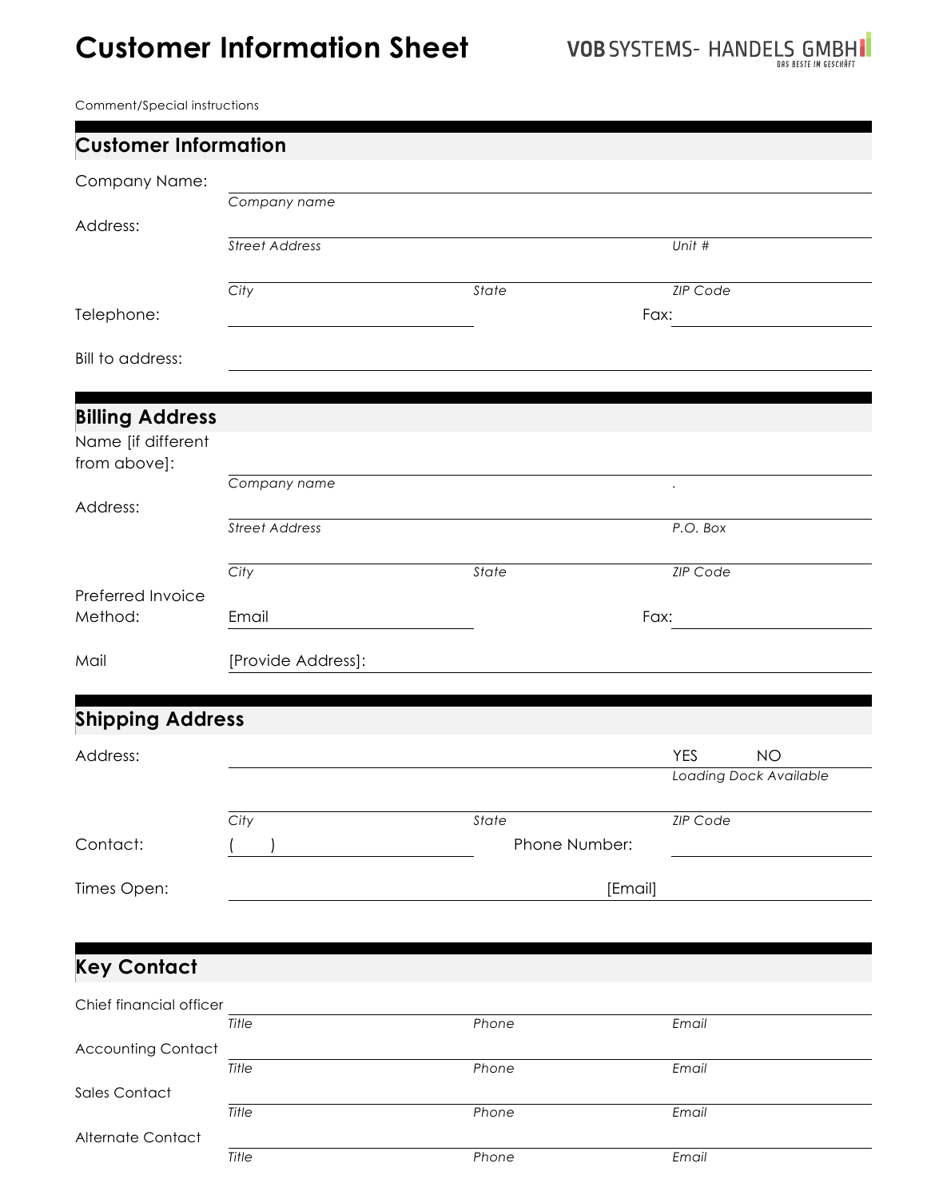# Customer Information Sheet

VOB SYSTEMS- HANDELS GMBH
DAS BESTE IM GESCHÄFT

Comment/Special instructions

## Customer Information

Company Name: ______________________________
*Company name*

Address: ______________________________
*Street Address* *Unit #*

______________________________
*City* *State* *ZIP Code*

Telephone: ______________ Fax: ______________

Bill to address: ______________________________

## Billing Address

Name [if different from above]: ______________________________
*Company name* .

Address: ______________________________
*Street Address* *P.O. Box*

______________________________
*City* *State* *ZIP Code*

Preferred Invoice Method: Email ______________ Fax: ______________

Mail [Provide Address]: ______________________________

## Shipping Address

Address: ______________________________ YES NO
*Loading Dock Available*

______________________________
*City* *State* *ZIP Code*

Contact: ( ) ______________ Phone Number: ______________

Times Open: ______________ [Email] ______________

## Key Contact

Chief financial officer ______________________________
*Title* *Phone* *Email*

Accounting Contact ______________________________
*Title* *Phone* *Email*

Sales Contact ______________________________
*Title* *Phone* *Email*

Alternate Contact ______________________________
*Title* *Phone* *Email*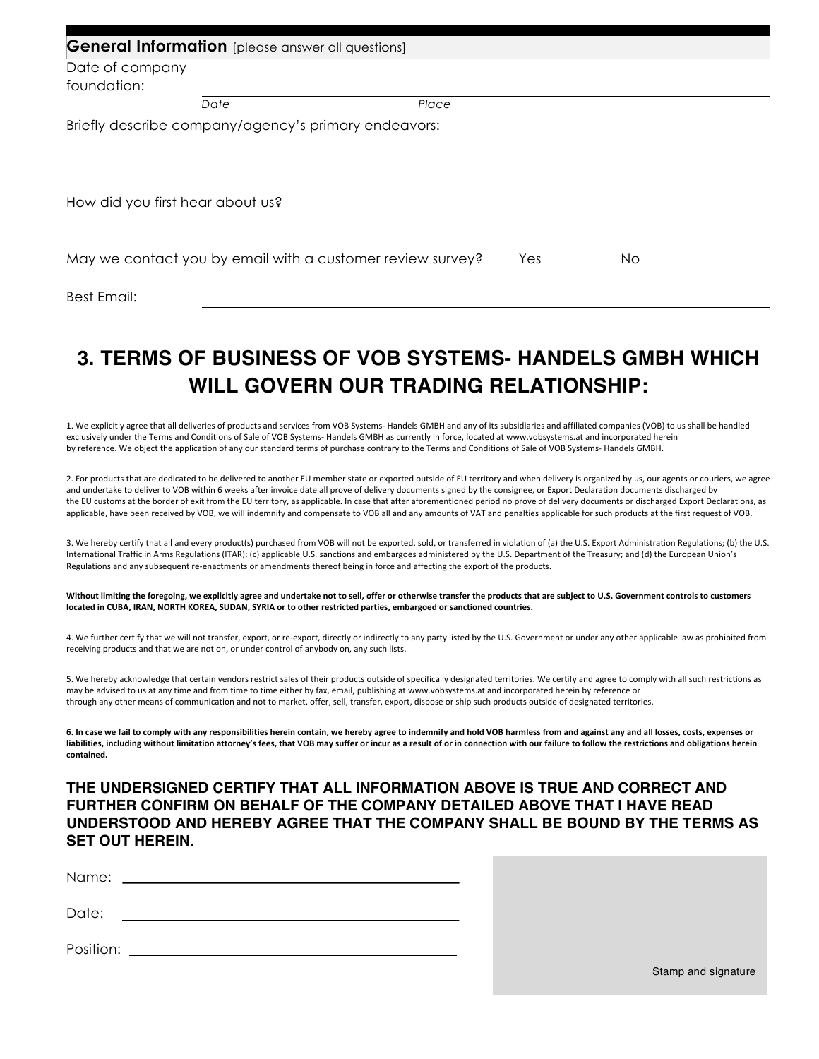## General Information [please answer all questions]

Date of company foundation: ______________________________________________

*Date* *Place*

Briefly describe company/agency's primary endeavors:

______________________________________________

How did you first hear about us?

May we contact you by email with a customer review survey? Yes No

Best Email: ______________________________________________

# 3. TERMS OF BUSINESS OF VOB SYSTEMS- HANDELS GMBH WHICH WILL GOVERN OUR TRADING RELATIONSHIP:

1. We explicitly agree that all deliveries of products and services from VOB Systems- Handels GMBH and any of its subsidiaries and affiliated companies (VOB) to us shall be handled exclusively under the Terms and Conditions of Sale of VOB Systems- Handels GMBH as currently in force, located at www.vobsystems.at and incorporated herein by reference. We object the application of any our standard terms of purchase contrary to the Terms and Conditions of Sale of VOB Systems- Handels GMBH.

2. For products that are dedicated to be delivered to another EU member state or exported outside of EU territory and when delivery is organized by us, our agents or couriers, we agree and undertake to deliver to VOB within 6 weeks after invoice date all prove of delivery documents signed by the consignee, or Export Declaration documents discharged by the EU customs at the border of exit from the EU territory, as applicable. In case that after aforementioned period no prove of delivery documents or discharged Export Declarations, as applicable, have been received by VOB, we will indemnify and compensate to VOB all and any amounts of VAT and penalties applicable for such products at the first request of VOB.

3. We hereby certify that all and every product(s) purchased from VOB will not be exported, sold, or transferred in violation of (a) the U.S. Export Administration Regulations; (b) the U.S. International Traffic in Arms Regulations (ITAR); (c) applicable U.S. sanctions and embargoes administered by the U.S. Department of the Treasury; and (d) the European Union's Regulations and any subsequent re-enactments or amendments thereof being in force and affecting the export of the products.

**Without limiting the foregoing, we explicitly agree and undertake not to sell, offer or otherwise transfer the products that are subject to U.S. Government controls to customers located in CUBA, IRAN, NORTH KOREA, SUDAN, SYRIA or to other restricted parties, embargoed or sanctioned countries.**

4. We further certify that we will not transfer, export, or re-export, directly or indirectly to any party listed by the U.S. Government or under any other applicable law as prohibited from receiving products and that we are not on, or under control of anybody on, any such lists.

5. We hereby acknowledge that certain vendors restrict sales of their products outside of specifically designated territories. We certify and agree to comply with all such restrictions as may be advised to us at any time and from time to time either by fax, email, publishing at www.vobsystems.at and incorporated herein by reference or through any other means of communication and not to market, offer, sell, transfer, export, dispose or ship such products outside of designated territories.

**6. In case we fail to comply with any responsibilities herein contain, we hereby agree to indemnify and hold VOB harmless from and against any and all losses, costs, expenses or liabilities, including without limitation attorney's fees, that VOB may suffer or incur as a result of or in connection with our failure to follow the restrictions and obligations herein contained.**

**THE UNDERSIGNED CERTIFY THAT ALL INFORMATION ABOVE IS TRUE AND CORRECT AND FURTHER CONFIRM ON BEHALF OF THE COMPANY DETAILED ABOVE THAT I HAVE READ UNDERSTOOD AND HEREBY AGREE THAT THE COMPANY SHALL BE BOUND BY THE TERMS AS SET OUT HEREIN.**

Name: ______________________________________________

Date: ______________________________________________

Position: ______________________________________________

Stamp and signature